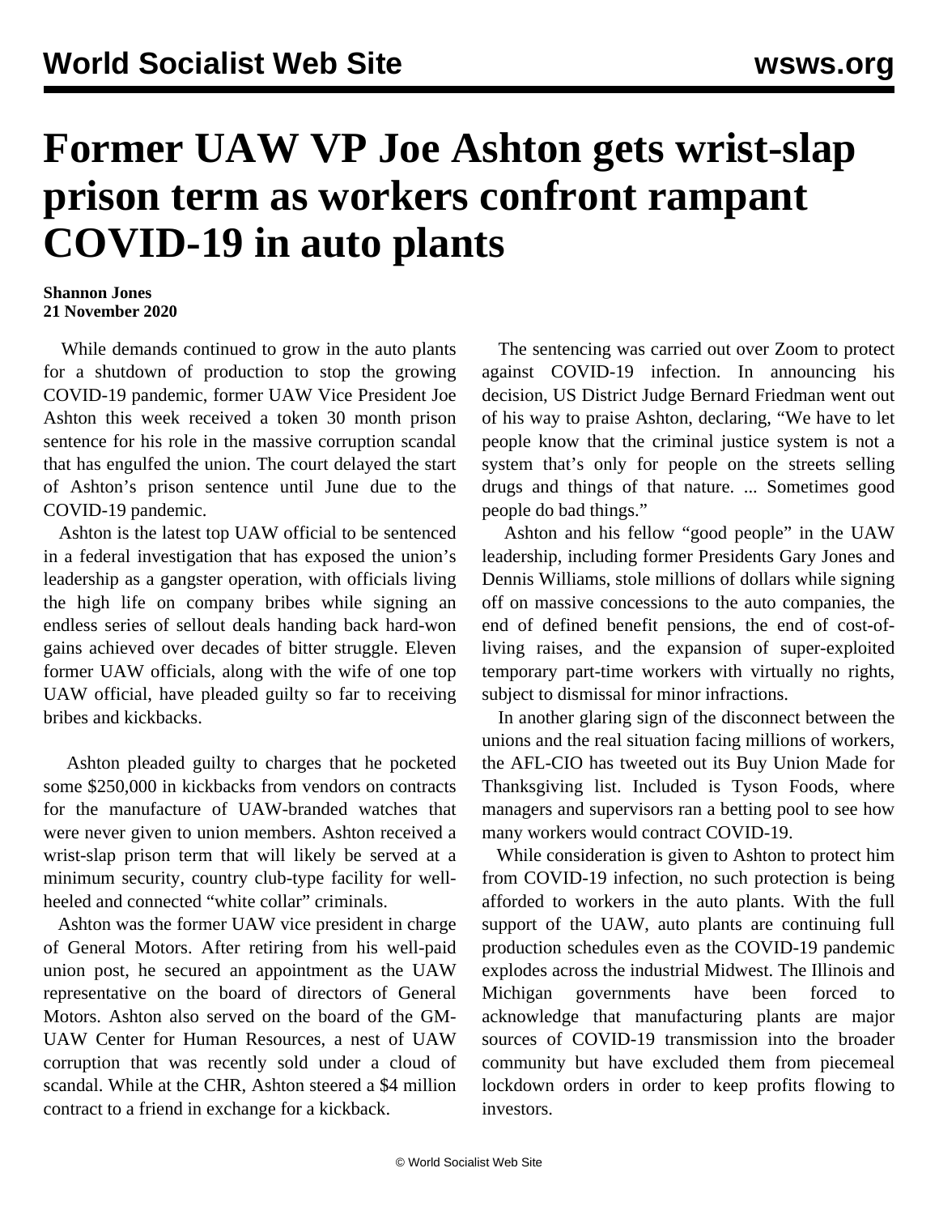# Former UAW VP Joe Ashton gets wrist-slap prison term as workers confront rampant COVID-19 in auto plants

**Shannon Jones**
**21 November 2020**

While demands continued to grow in the auto plants for a shutdown of production to stop the growing COVID-19 pandemic, former UAW Vice President Joe Ashton this week received a token 30 month prison sentence for his role in the massive corruption scandal that has engulfed the union. The court delayed the start of Ashton's prison sentence until June due to the COVID-19 pandemic.

Ashton is the latest top UAW official to be sentenced in a federal investigation that has exposed the union's leadership as a gangster operation, with officials living the high life on company bribes while signing an endless series of sellout deals handing back hard-won gains achieved over decades of bitter struggle. Eleven former UAW officials, along with the wife of one top UAW official, have pleaded guilty so far to receiving bribes and kickbacks.

Ashton pleaded guilty to charges that he pocketed some $250,000 in kickbacks from vendors on contracts for the manufacture of UAW-branded watches that were never given to union members. Ashton received a wrist-slap prison term that will likely be served at a minimum security, country club-type facility for well-heeled and connected "white collar" criminals.

Ashton was the former UAW vice president in charge of General Motors. After retiring from his well-paid union post, he secured an appointment as the UAW representative on the board of directors of General Motors. Ashton also served on the board of the GM-UAW Center for Human Resources, a nest of UAW corruption that was recently sold under a cloud of scandal. While at the CHR, Ashton steered a $4 million contract to a friend in exchange for a kickback.

The sentencing was carried out over Zoom to protect against COVID-19 infection. In announcing his decision, US District Judge Bernard Friedman went out of his way to praise Ashton, declaring, "We have to let people know that the criminal justice system is not a system that's only for people on the streets selling drugs and things of that nature. ... Sometimes good people do bad things."

Ashton and his fellow "good people" in the UAW leadership, including former Presidents Gary Jones and Dennis Williams, stole millions of dollars while signing off on massive concessions to the auto companies, the end of defined benefit pensions, the end of cost-of-living raises, and the expansion of super-exploited temporary part-time workers with virtually no rights, subject to dismissal for minor infractions.

In another glaring sign of the disconnect between the unions and the real situation facing millions of workers, the AFL-CIO has tweeted out its Buy Union Made for Thanksgiving list. Included is Tyson Foods, where managers and supervisors ran a betting pool to see how many workers would contract COVID-19.

While consideration is given to Ashton to protect him from COVID-19 infection, no such protection is being afforded to workers in the auto plants. With the full support of the UAW, auto plants are continuing full production schedules even as the COVID-19 pandemic explodes across the industrial Midwest. The Illinois and Michigan governments have been forced to acknowledge that manufacturing plants are major sources of COVID-19 transmission into the broader community but have excluded them from piecemeal lockdown orders in order to keep profits flowing to investors.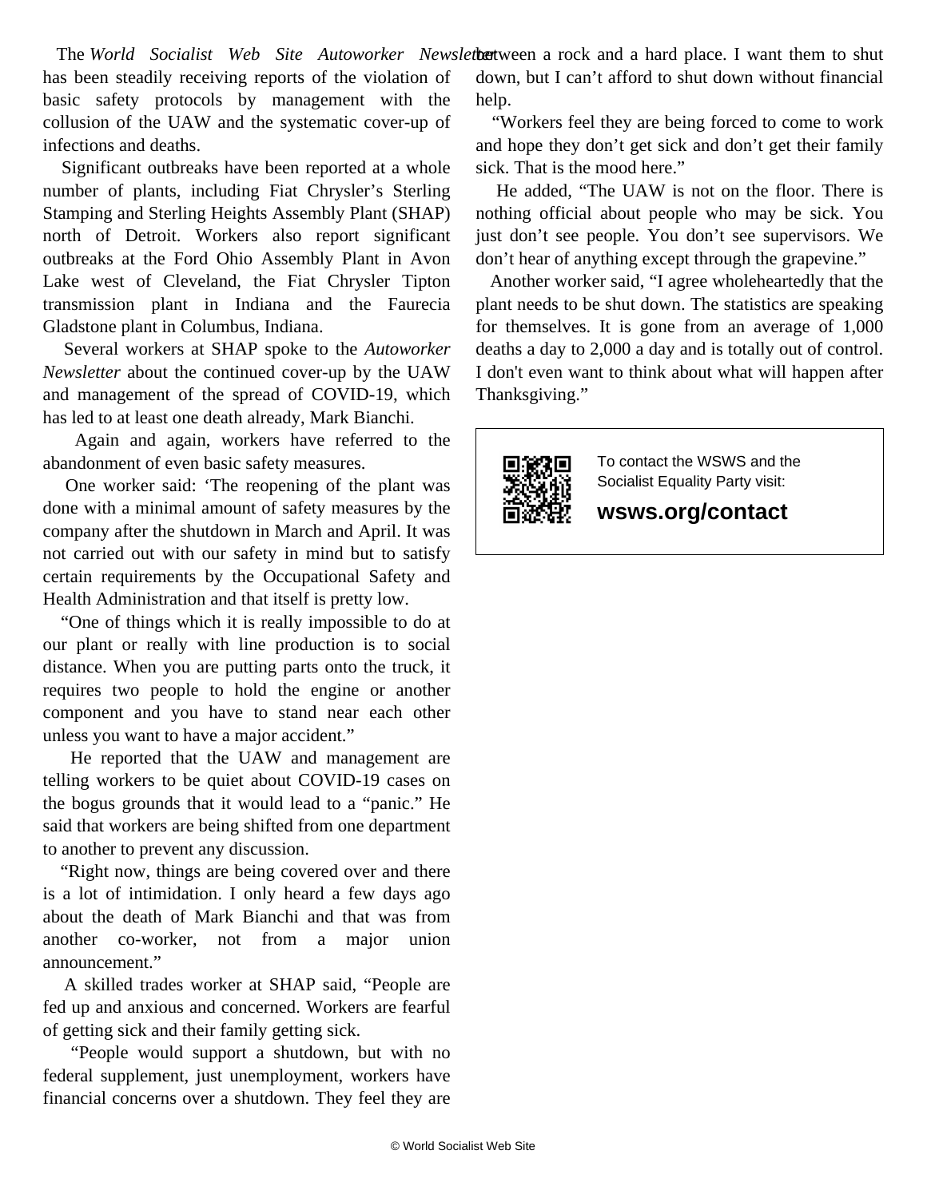The *World Socialist Web Site Autoworker Newsletter* has been steadily receiving reports of the violation of basic safety protocols by management with the collusion of the UAW and the systematic cover-up of infections and deaths.

Significant outbreaks have been reported at a whole number of plants, including Fiat Chrysler's Sterling Stamping and Sterling Heights Assembly Plant (SHAP) north of Detroit. Workers also report significant outbreaks at the Ford Ohio Assembly Plant in Avon Lake west of Cleveland, the Fiat Chrysler Tipton transmission plant in Indiana and the Faurecia Gladstone plant in Columbus, Indiana.

Several workers at SHAP spoke to the *Autoworker Newsletter* about the continued cover-up by the UAW and management of the spread of COVID-19, which has led to at least one death already, Mark Bianchi.

Again and again, workers have referred to the abandonment of even basic safety measures.

One worker said: 'The reopening of the plant was done with a minimal amount of safety measures by the company after the shutdown in March and April. It was not carried out with our safety in mind but to satisfy certain requirements by the Occupational Safety and Health Administration and that itself is pretty low.

"One of things which it is really impossible to do at our plant or really with line production is to social distance. When you are putting parts onto the truck, it requires two people to hold the engine or another component and you have to stand near each other unless you want to have a major accident."

He reported that the UAW and management are telling workers to be quiet about COVID-19 cases on the bogus grounds that it would lead to a "panic." He said that workers are being shifted from one department to another to prevent any discussion.

"Right now, things are being covered over and there is a lot of intimidation. I only heard a few days ago about the death of Mark Bianchi and that was from another co-worker, not from a major union announcement."

A skilled trades worker at SHAP said, "People are fed up and anxious and concerned. Workers are fearful of getting sick and their family getting sick.

"People would support a shutdown, but with no federal supplement, just unemployment, workers have financial concerns over a shutdown. They feel they are between a rock and a hard place. I want them to shut down, but I can't afford to shut down without financial help.

"Workers feel they are being forced to come to work and hope they don't get sick and don't get their family sick. That is the mood here."

He added, "The UAW is not on the floor. There is nothing official about people who may be sick. You just don't see people. You don't see supervisors. We don't hear of anything except through the grapevine."

Another worker said, "I agree wholeheartedly that the plant needs to be shut down. The statistics are speaking for themselves. It is gone from an average of 1,000 deaths a day to 2,000 a day and is totally out of control. I don't even want to think about what will happen after Thanksgiving."

To contact the WSWS and the Socialist Equality Party visit:

**wsws.org/contact**